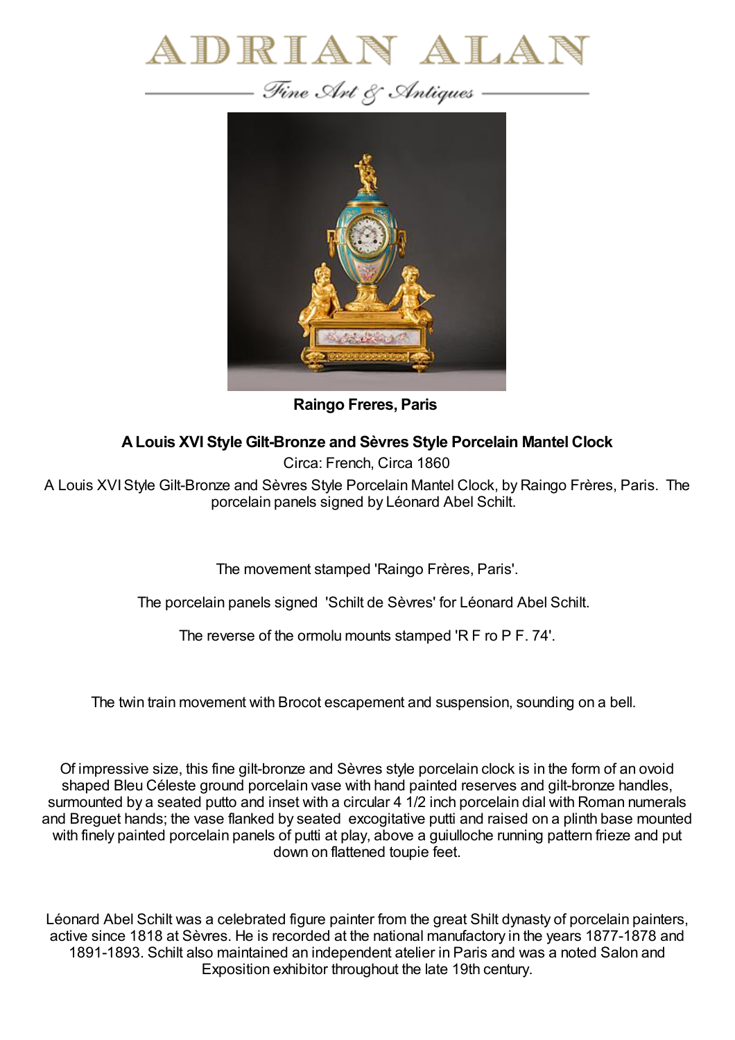# ADRIAN ALAN

*Fine Art & Antiques*

**Raingo Freres, Paris**

**A Louis XVI Style Gilt-Bronze and Sèvres Style Porcelain Mantel Clock**

Circa: French, Circa 1860

A Louis XVI Style Gilt-Bronze and Sèvres Style Porcelain Mantel Clock, by Raingo Frères, Paris. The porcelain panels signed by Léonard Abel Schilt.

The movement stamped 'Raingo Frères, Paris'.

The porcelain panels signed 'Schilt de Sèvres' for Léonard Abel Schilt.

The reverse of the ormolu mounts stamped 'R F ro P F. 74'.

The twin train movement with Brocot escapement and suspension, sounding on a bell.

Of impressive size, this fine gilt-bronze and Sèvres style porcelain clock is in the form of an ovoid shaped Bleu Céleste ground porcelain vase with hand painted reserves and gilt-bronze handles, surmounted by a seated putto and inset with a circular 4 1/2 inch porcelain dial with Roman numerals and Breguet hands; the vase flanked by seated excogitative putti and raised on a plinth base mounted with finely painted porcelain panels of putti at play, above a guiulloche running pattern frieze and put down on flattened toupie feet.

Léonard Abel Schilt was a celebrated figure painter from the great Shilt dynasty of porcelain painters, active since 1818 at Sèvres. He is recorded at the national manufactory in the years 1877-1878 and 1891-1893. Schilt also maintained an independent atelier in Paris and was a noted Salon and Exposition exhibitor throughout the late 19th century.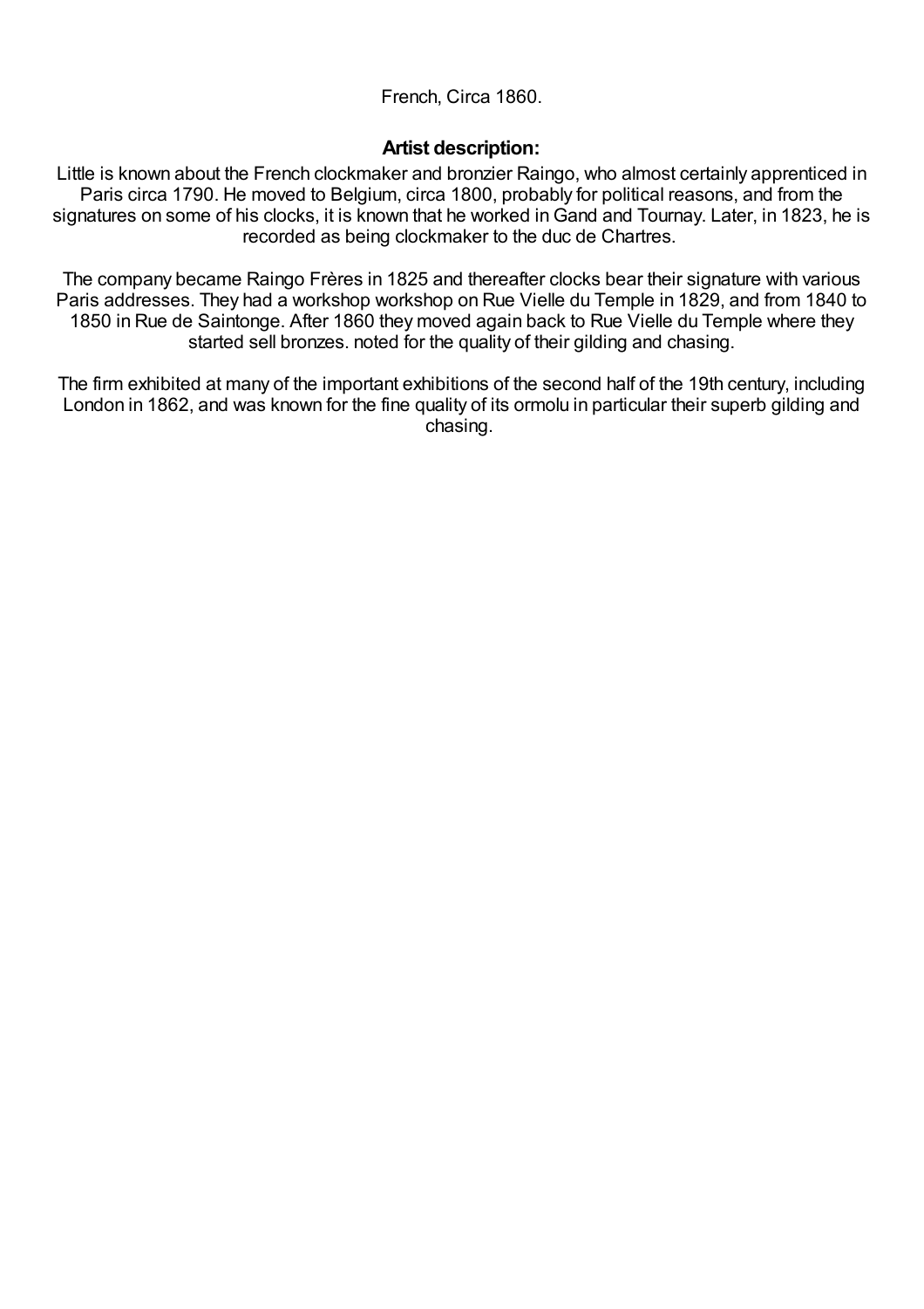French, Circa 1860.

**Artist description:**

Little is known about the French clockmaker and bronzier Raingo, who almost certainly apprenticed in Paris circa 1790. He moved to Belgium, circa 1800, probably for political reasons, and from the signatures on some of his clocks, it is known that he worked in Gand and Tournay. Later, in 1823, he is recorded as being clockmaker to the duc de Chartres.

The company became Raingo Frères in 1825 and thereafter clocks bear their signature with various Paris addresses. They had a workshop workshop on Rue Vielle du Temple in 1829, and from 1840 to 1850 in Rue de Saintonge. After 1860 they moved again back to Rue Vielle du Temple where they started sell bronzes. noted for the quality of their gilding and chasing.

The firm exhibited at many of the important exhibitions of the second half of the 19th century, including London in 1862, and was known for the fine quality of its ormolu in particular their superb gilding and chasing.